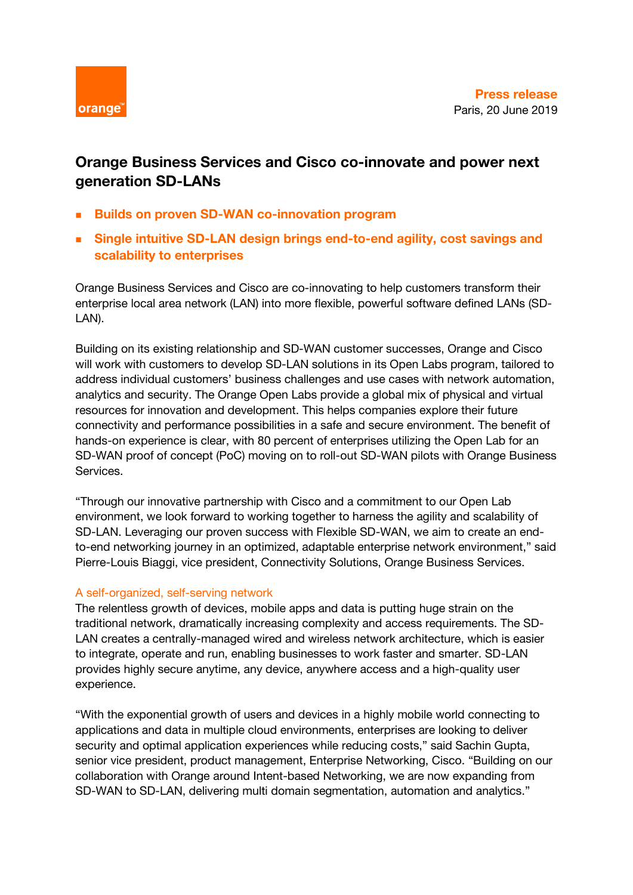orange

**Press release**
Paris, 20 June 2019

# Orange Business Services and Cisco co-innovate and power next generation SD-LANs

- **Builds on proven SD-WAN co-innovation program**
- **Single intuitive SD-LAN design brings end-to-end agility, cost savings and scalability to enterprises**

Orange Business Services and Cisco are co-innovating to help customers transform their enterprise local area network (LAN) into more flexible, powerful software defined LANs (SD-LAN).

Building on its existing relationship and SD-WAN customer successes, Orange and Cisco will work with customers to develop SD-LAN solutions in its Open Labs program, tailored to address individual customers' business challenges and use cases with network automation, analytics and security. The Orange Open Labs provide a global mix of physical and virtual resources for innovation and development. This helps companies explore their future connectivity and performance possibilities in a safe and secure environment. The benefit of hands-on experience is clear, with 80 percent of enterprises utilizing the Open Lab for an SD-WAN proof of concept (PoC) moving on to roll-out SD-WAN pilots with Orange Business Services.

"Through our innovative partnership with Cisco and a commitment to our Open Lab environment, we look forward to working together to harness the agility and scalability of SD-LAN. Leveraging our proven success with Flexible SD-WAN, we aim to create an end-to-end networking journey in an optimized, adaptable enterprise network environment," said Pierre-Louis Biaggi, vice president, Connectivity Solutions, Orange Business Services.

## A self-organized, self-serving network

The relentless growth of devices, mobile apps and data is putting huge strain on the traditional network, dramatically increasing complexity and access requirements. The SD-LAN creates a centrally-managed wired and wireless network architecture, which is easier to integrate, operate and run, enabling businesses to work faster and smarter. SD-LAN provides highly secure anytime, any device, anywhere access and a high-quality user experience.

"With the exponential growth of users and devices in a highly mobile world connecting to applications and data in multiple cloud environments, enterprises are looking to deliver security and optimal application experiences while reducing costs," said Sachin Gupta, senior vice president, product management, Enterprise Networking, Cisco. "Building on our collaboration with Orange around Intent-based Networking, we are now expanding from SD-WAN to SD-LAN, delivering multi domain segmentation, automation and analytics."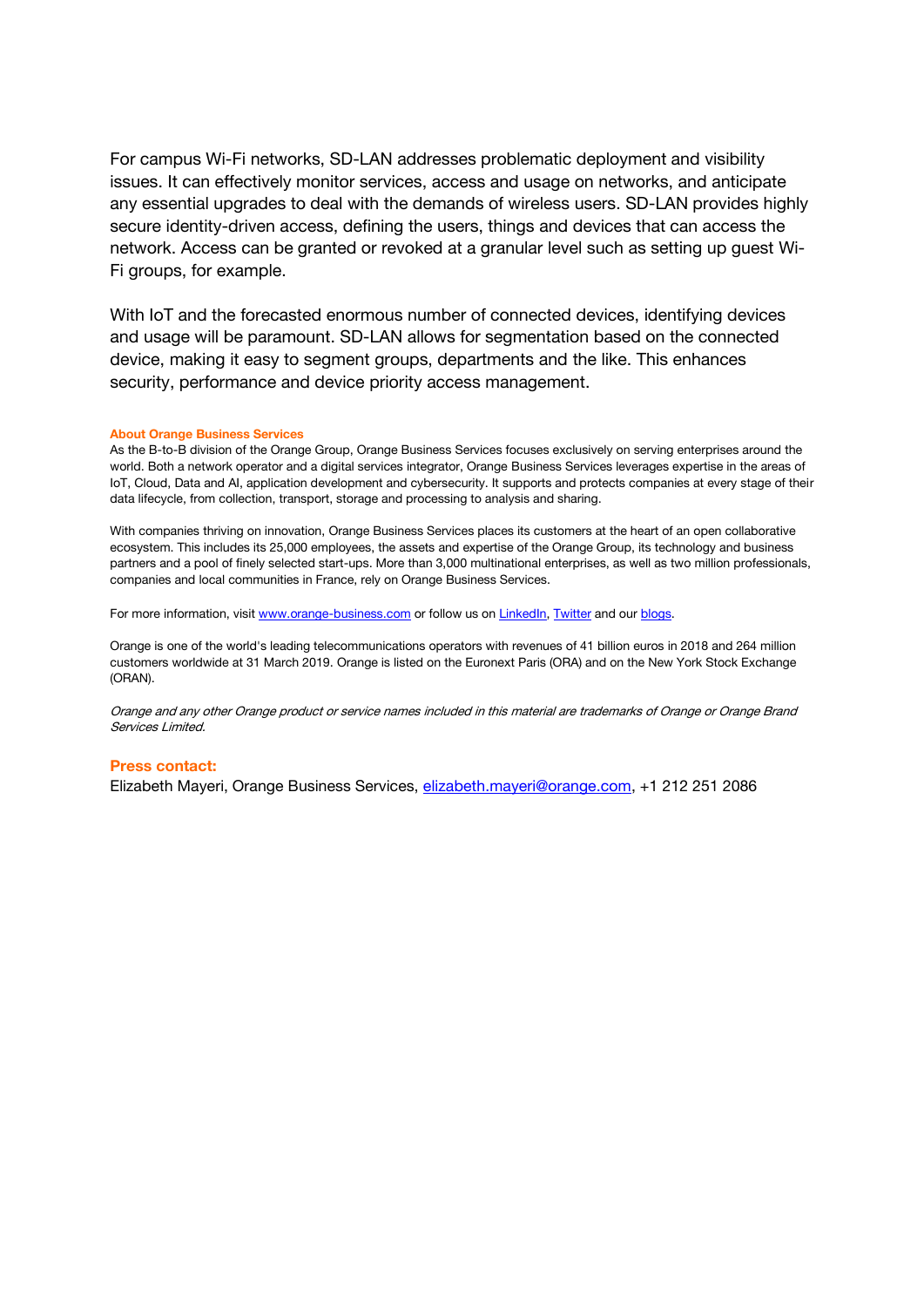For campus Wi-Fi networks, SD-LAN addresses problematic deployment and visibility issues. It can effectively monitor services, access and usage on networks, and anticipate any essential upgrades to deal with the demands of wireless users. SD-LAN provides highly secure identity-driven access, defining the users, things and devices that can access the network. Access can be granted or revoked at a granular level such as setting up guest Wi-Fi groups, for example.

With IoT and the forecasted enormous number of connected devices, identifying devices and usage will be paramount. SD-LAN allows for segmentation based on the connected device, making it easy to segment groups, departments and the like. This enhances security, performance and device priority access management.

**About Orange Business Services**

As the B-to-B division of the Orange Group, Orange Business Services focuses exclusively on serving enterprises around the world. Both a network operator and a digital services integrator, Orange Business Services leverages expertise in the areas of IoT, Cloud, Data and AI, application development and cybersecurity. It supports and protects companies at every stage of their data lifecycle, from collection, transport, storage and processing to analysis and sharing.

With companies thriving on innovation, Orange Business Services places its customers at the heart of an open collaborative ecosystem. This includes its 25,000 employees, the assets and expertise of the Orange Group, its technology and business partners and a pool of finely selected start-ups. More than 3,000 multinational enterprises, as well as two million professionals, companies and local communities in France, rely on Orange Business Services.

For more information, visit [www.orange-business.com](www.orange-business.com) or follow us on LinkedIn, Twitter and our blogs.

Orange is one of the world's leading telecommunications operators with revenues of 41 billion euros in 2018 and 264 million customers worldwide at 31 March 2019. Orange is listed on the Euronext Paris (ORA) and on the New York Stock Exchange (ORAN).

*Orange and any other Orange product or service names included in this material are trademarks of Orange or Orange Brand Services Limited.*

**Press contact:**

Elizabeth Mayeri, Orange Business Services, elizabeth.mayeri@orange.com, +1 212 251 2086